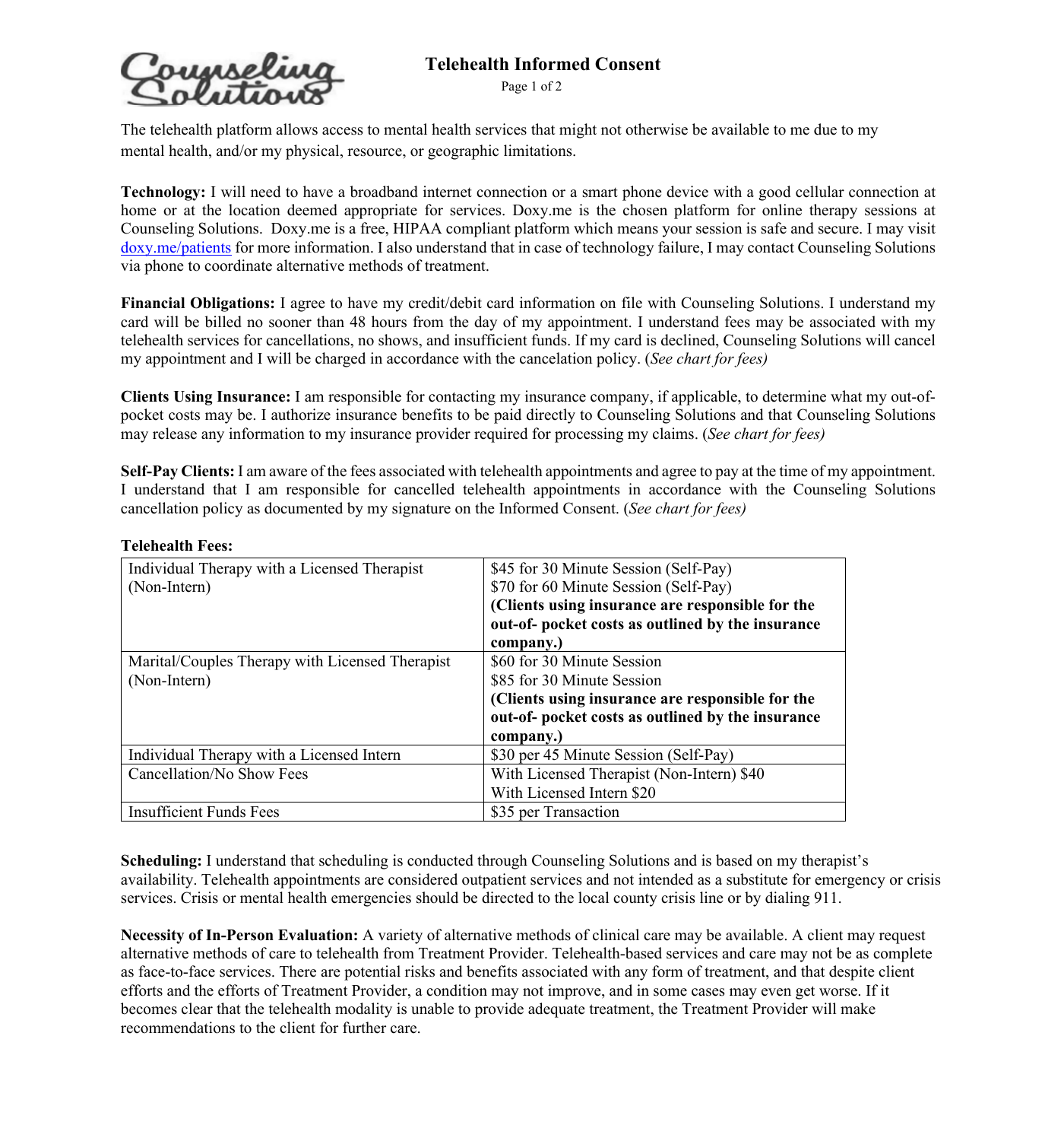# Telehealth Informed Consent

The telehealth platform allows access to mental health services that might not otherwise be available to me due to my mental health, and/or my physical, resource, or geographic limitations.

**Technology:** I will need to have a broadband internet connection or a smart phone device with a good cellular connection at home or at the location deemed appropriate for services. Doxy.me is the chosen platform for online therapy sessions at Counseling Solutions. Doxy.me is a free, HIPAA compliant platform which means your session is safe and secure. I may visit doxy.me/patients for more information. I also understand that in case of technology failure, I may contact Counseling Solutions via phone to coordinate alternative methods of treatment.

**Financial Obligations:** I agree to have my credit/debit card information on file with Counseling Solutions. I understand my card will be billed no sooner than 48 hours from the day of my appointment. I understand fees may be associated with my telehealth services for cancellations, no shows, and insufficient funds. If my card is declined, Counseling Solutions will cancel my appointment and I will be charged in accordance with the cancelation policy. (*See chart for fees)*

**Clients Using Insurance:** I am responsible for contacting my insurance company, if applicable, to determine what my out-of-pocket costs may be. I authorize insurance benefits to be paid directly to Counseling Solutions and that Counseling Solutions may release any information to my insurance provider required for processing my claims. (*See chart for fees)*

**Self-Pay Clients:** I am aware of the fees associated with telehealth appointments and agree to pay at the time of my appointment. I understand that I am responsible for cancelled telehealth appointments in accordance with the Counseling Solutions cancellation policy as documented by my signature on the Informed Consent. (*See chart for fees)*

**Telehealth Fees:**

| | |
|---|---|
| Individual Therapy with a Licensed Therapist (Non-Intern) | \$45 for 30 Minute Session (Self-Pay)<br>\$70 for 60 Minute Session (Self-Pay)<br>**(Clients using insurance are responsible for the out-of- pocket costs as outlined by the insurance company.)** |
| Marital/Couples Therapy with Licensed Therapist (Non-Intern) | \$60 for 30 Minute Session<br>\$85 for 30 Minute Session<br>**(Clients using insurance are responsible for the out-of- pocket costs as outlined by the insurance company.)** |
| Individual Therapy with a Licensed Intern | \$30 per 45 Minute Session (Self-Pay) |
| Cancellation/No Show Fees | With Licensed Therapist (Non-Intern) \$40<br>With Licensed Intern \$20 |
| Insufficient Funds Fees | \$35 per Transaction |

**Scheduling:** I understand that scheduling is conducted through Counseling Solutions and is based on my therapist's availability. Telehealth appointments are considered outpatient services and not intended as a substitute for emergency or crisis services. Crisis or mental health emergencies should be directed to the local county crisis line or by dialing 911.

**Necessity of In-Person Evaluation:** A variety of alternative methods of clinical care may be available. A client may request alternative methods of care to telehealth from Treatment Provider. Telehealth-based services and care may not be as complete as face-to-face services. There are potential risks and benefits associated with any form of treatment, and that despite client efforts and the efforts of Treatment Provider, a condition may not improve, and in some cases may even get worse. If it becomes clear that the telehealth modality is unable to provide adequate treatment, the Treatment Provider will make recommendations to the client for further care.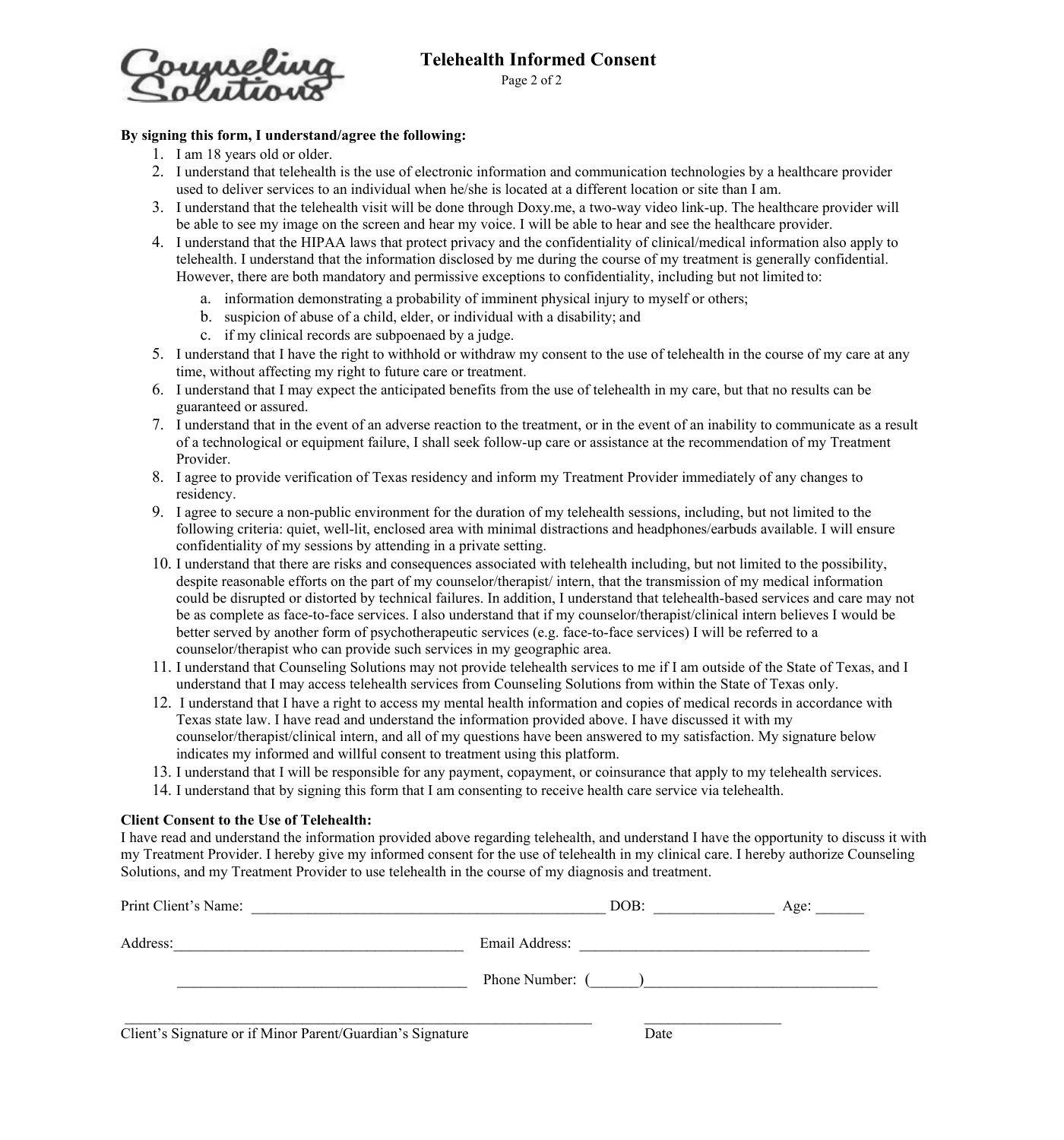# Telehealth Informed Consent

**By signing this form, I understand/agree the following:**

1. I am 18 years old or older.
2. I understand that telehealth is the use of electronic information and communication technologies by a healthcare provider used to deliver services to an individual when he/she is located at a different location or site than I am.
3. I understand that the telehealth visit will be done through Doxy.me, a two-way video link-up. The healthcare provider will be able to see my image on the screen and hear my voice. I will be able to hear and see the healthcare provider.
4. I understand that the HIPAA laws that protect privacy and the confidentiality of clinical/medical information also apply to telehealth. I understand that the information disclosed by me during the course of my treatment is generally confidential. However, there are both mandatory and permissive exceptions to confidentiality, including but not limited to:
   a. information demonstrating a probability of imminent physical injury to myself or others;
   b. suspicion of abuse of a child, elder, or individual with a disability; and
   c. if my clinical records are subpoenaed by a judge.
5. I understand that I have the right to withhold or withdraw my consent to the use of telehealth in the course of my care at any time, without affecting my right to future care or treatment.
6. I understand that I may expect the anticipated benefits from the use of telehealth in my care, but that no results can be guaranteed or assured.
7. I understand that in the event of an adverse reaction to the treatment, or in the event of an inability to communicate as a result of a technological or equipment failure, I shall seek follow-up care or assistance at the recommendation of my Treatment Provider.
8. I agree to provide verification of Texas residency and inform my Treatment Provider immediately of any changes to residency.
9. I agree to secure a non-public environment for the duration of my telehealth sessions, including, but not limited to the following criteria: quiet, well-lit, enclosed area with minimal distractions and headphones/earbuds available. I will ensure confidentiality of my sessions by attending in a private setting.
10. I understand that there are risks and consequences associated with telehealth including, but not limited to the possibility, despite reasonable efforts on the part of my counselor/therapist/ intern, that the transmission of my medical information could be disrupted or distorted by technical failures. In addition, I understand that telehealth-based services and care may not be as complete as face-to-face services. I also understand that if my counselor/therapist/clinical intern believes I would be better served by another form of psychotherapeutic services (e.g. face-to-face services) I will be referred to a counselor/therapist who can provide such services in my geographic area.
11. I understand that Counseling Solutions may not provide telehealth services to me if I am outside of the State of Texas, and I understand that I may access telehealth services from Counseling Solutions from within the State of Texas only.
12. I understand that I have a right to access my mental health information and copies of medical records in accordance with Texas state law. I have read and understand the information provided above. I have discussed it with my counselor/therapist/clinical intern, and all of my questions have been answered to my satisfaction. My signature below indicates my informed and willful consent to treatment using this platform.
13. I understand that I will be responsible for any payment, copayment, or coinsurance that apply to my telehealth services.
14. I understand that by signing this form that I am consenting to receive health care service via telehealth.

**Client Consent to the Use of Telehealth:**
I have read and understand the information provided above regarding telehealth, and understand I have the opportunity to discuss it with my Treatment Provider. I hereby give my informed consent for the use of telehealth in my clinical care. I hereby authorize Counseling Solutions, and my Treatment Provider to use telehealth in the course of my diagnosis and treatment.

Print Client's Name: ________________________________________________ DOB: ________________ Age: ______

Address: _______________________________________ Email Address: _______________________________________

_______________________________________ Phone Number: (______)______________________________

_______________________________________________________________ ___________________

Client's Signature or if Minor Parent/Guardian's Signature Date